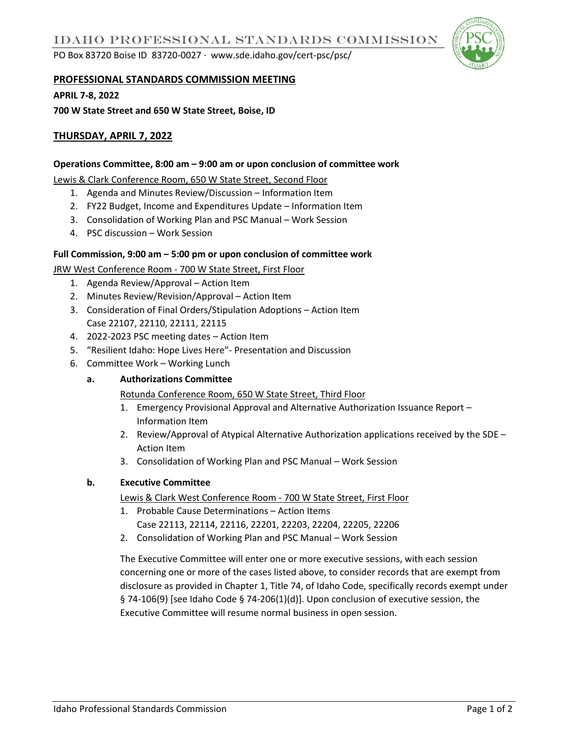# IDAHO PROFESSIONAL STANDARDS COMMISSION

PO Box 83720 Boise ID 83720-0027 · www.sde.idaho.gov/cert-psc/psc/

## PROFESSIONAL STANDARDS COMMISSION MEETING

**APRIL 7-8, 2022**

**700 W State Street and 650 W State Street, Boise, ID**

## THURSDAY, APRIL 7, 2022

### Operations Committee, 8:00 am – 9:00 am or upon conclusion of committee work

Lewis & Clark Conference Room, 650 W State Street, Second Floor

1. Agenda and Minutes Review/Discussion – Information Item
2. FY22 Budget, Income and Expenditures Update – Information Item
3. Consolidation of Working Plan and PSC Manual – Work Session
4. PSC discussion – Work Session

### Full Commission, 9:00 am – 5:00 pm or upon conclusion of committee work

JRW West Conference Room - 700 W State Street, First Floor

1. Agenda Review/Approval – Action Item
2. Minutes Review/Revision/Approval – Action Item
3. Consideration of Final Orders/Stipulation Adoptions – Action Item
   Case 22107, 22110, 22111, 22115
4. 2022-2023 PSC meeting dates – Action Item
5. "Resilient Idaho: Hope Lives Here"- Presentation and Discussion
6. Committee Work – Working Lunch

   **a. Authorizations Committee**

   Rotunda Conference Room, 650 W State Street, Third Floor

   1. Emergency Provisional Approval and Alternative Authorization Issuance Report – Information Item
   2. Review/Approval of Atypical Alternative Authorization applications received by the SDE – Action Item
   3. Consolidation of Working Plan and PSC Manual – Work Session

   **b. Executive Committee**

   Lewis & Clark West Conference Room - 700 W State Street, First Floor

   1. Probable Cause Determinations – Action Items
      Case 22113, 22114, 22116, 22201, 22203, 22204, 22205, 22206
   2. Consolidation of Working Plan and PSC Manual – Work Session

   The Executive Committee will enter one or more executive sessions, with each session concerning one or more of the cases listed above, to consider records that are exempt from disclosure as provided in Chapter 1, Title 74, of Idaho Code, specifically records exempt under § 74-106(9) [see Idaho Code § 74-206(1)(d)]. Upon conclusion of executive session, the Executive Committee will resume normal business in open session.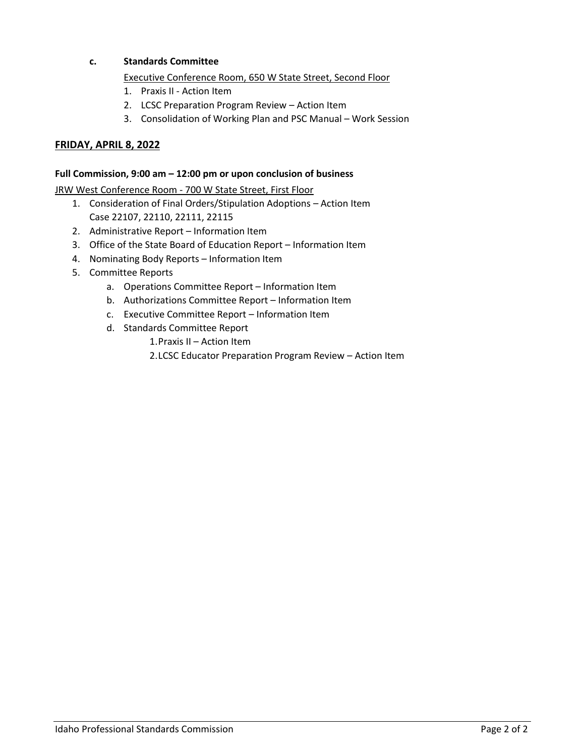**c. Standards Committee**

Executive Conference Room, 650 W State Street, Second Floor

1. Praxis II - Action Item
2. LCSC Preparation Program Review – Action Item
3. Consolidation of Working Plan and PSC Manual – Work Session

## FRIDAY, APRIL 8, 2022

**Full Commission, 9:00 am – 12:00 pm or upon conclusion of business**

JRW West Conference Room - 700 W State Street, First Floor

1. Consideration of Final Orders/Stipulation Adoptions – Action Item
   Case 22107, 22110, 22111, 22115
2. Administrative Report – Information Item
3. Office of the State Board of Education Report – Information Item
4. Nominating Body Reports – Information Item
5. Committee Reports
   a. Operations Committee Report – Information Item
   b. Authorizations Committee Report – Information Item
   c. Executive Committee Report – Information Item
   d. Standards Committee Report
      1. Praxis II – Action Item
      2. LCSC Educator Preparation Program Review – Action Item